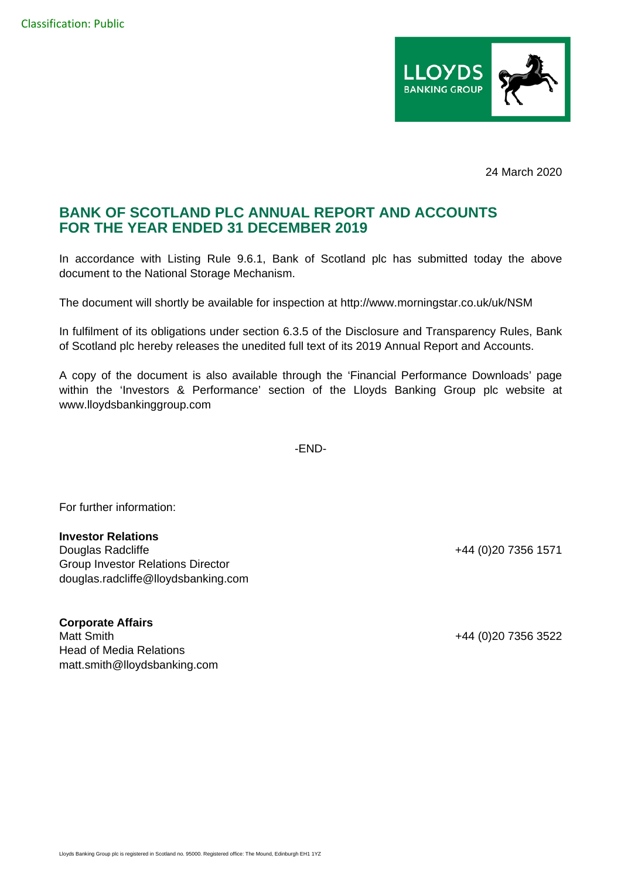Classification: Public

24 March 2020

## BANK OF SCOTLAND PLC ANNUAL REPORT AND ACCOUNTS FOR THE YEAR ENDED 31 DECEMBER 2019

In accordance with Listing Rule 9.6.1, Bank of Scotland plc has submitted today the above document to the National Storage Mechanism.

The document will shortly be available for inspection at http://www.morningstar.co.uk/uk/NSM

In fulfilment of its obligations under section 6.3.5 of the Disclosure and Transparency Rules, Bank of Scotland plc hereby releases the unedited full text of its 2019 Annual Report and Accounts.

A copy of the document is also available through the 'Financial Performance Downloads' page within the 'Investors & Performance' section of the Lloyds Banking Group plc website at www.lloydsbankinggroup.com

-END-

For further information:

**Investor Relations**
Douglas Radcliffe — +44 (0)20 7356 1571
Group Investor Relations Director
douglas.radcliffe@lloydsbanking.com

**Corporate Affairs**
Matt Smith — +44 (0)20 7356 3522
Head of Media Relations
matt.smith@lloydsbanking.com

Lloyds Banking Group plc is registered in Scotland no. 95000. Registered office: The Mound, Edinburgh EH1 1YZ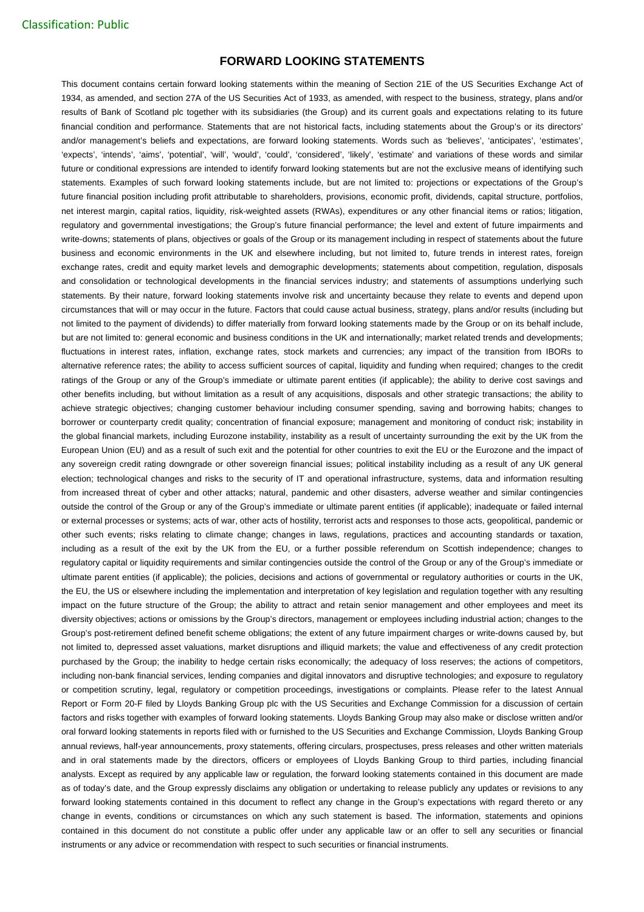Classification: Public

## FORWARD LOOKING STATEMENTS

This document contains certain forward looking statements within the meaning of Section 21E of the US Securities Exchange Act of 1934, as amended, and section 27A of the US Securities Act of 1933, as amended, with respect to the business, strategy, plans and/or results of Bank of Scotland plc together with its subsidiaries (the Group) and its current goals and expectations relating to its future financial condition and performance. Statements that are not historical facts, including statements about the Group's or its directors' and/or management's beliefs and expectations, are forward looking statements. Words such as 'believes', 'anticipates', 'estimates', 'expects', 'intends', 'aims', 'potential', 'will', 'would', 'could', 'considered', 'likely', 'estimate' and variations of these words and similar future or conditional expressions are intended to identify forward looking statements but are not the exclusive means of identifying such statements. Examples of such forward looking statements include, but are not limited to: projections or expectations of the Group's future financial position including profit attributable to shareholders, provisions, economic profit, dividends, capital structure, portfolios, net interest margin, capital ratios, liquidity, risk-weighted assets (RWAs), expenditures or any other financial items or ratios; litigation, regulatory and governmental investigations; the Group's future financial performance; the level and extent of future impairments and write-downs; statements of plans, objectives or goals of the Group or its management including in respect of statements about the future business and economic environments in the UK and elsewhere including, but not limited to, future trends in interest rates, foreign exchange rates, credit and equity market levels and demographic developments; statements about competition, regulation, disposals and consolidation or technological developments in the financial services industry; and statements of assumptions underlying such statements. By their nature, forward looking statements involve risk and uncertainty because they relate to events and depend upon circumstances that will or may occur in the future. Factors that could cause actual business, strategy, plans and/or results (including but not limited to the payment of dividends) to differ materially from forward looking statements made by the Group or on its behalf include, but are not limited to: general economic and business conditions in the UK and internationally; market related trends and developments; fluctuations in interest rates, inflation, exchange rates, stock markets and currencies; any impact of the transition from IBORs to alternative reference rates; the ability to access sufficient sources of capital, liquidity and funding when required; changes to the credit ratings of the Group or any of the Group's immediate or ultimate parent entities (if applicable); the ability to derive cost savings and other benefits including, but without limitation as a result of any acquisitions, disposals and other strategic transactions; the ability to achieve strategic objectives; changing customer behaviour including consumer spending, saving and borrowing habits; changes to borrower or counterparty credit quality; concentration of financial exposure; management and monitoring of conduct risk; instability in the global financial markets, including Eurozone instability, instability as a result of uncertainty surrounding the exit by the UK from the European Union (EU) and as a result of such exit and the potential for other countries to exit the EU or the Eurozone and the impact of any sovereign credit rating downgrade or other sovereign financial issues; political instability including as a result of any UK general election; technological changes and risks to the security of IT and operational infrastructure, systems, data and information resulting from increased threat of cyber and other attacks; natural, pandemic and other disasters, adverse weather and similar contingencies outside the control of the Group or any of the Group's immediate or ultimate parent entities (if applicable); inadequate or failed internal or external processes or systems; acts of war, other acts of hostility, terrorist acts and responses to those acts, geopolitical, pandemic or other such events; risks relating to climate change; changes in laws, regulations, practices and accounting standards or taxation, including as a result of the exit by the UK from the EU, or a further possible referendum on Scottish independence; changes to regulatory capital or liquidity requirements and similar contingencies outside the control of the Group or any of the Group's immediate or ultimate parent entities (if applicable); the policies, decisions and actions of governmental or regulatory authorities or courts in the UK, the EU, the US or elsewhere including the implementation and interpretation of key legislation and regulation together with any resulting impact on the future structure of the Group; the ability to attract and retain senior management and other employees and meet its diversity objectives; actions or omissions by the Group's directors, management or employees including industrial action; changes to the Group's post-retirement defined benefit scheme obligations; the extent of any future impairment charges or write-downs caused by, but not limited to, depressed asset valuations, market disruptions and illiquid markets; the value and effectiveness of any credit protection purchased by the Group; the inability to hedge certain risks economically; the adequacy of loss reserves; the actions of competitors, including non-bank financial services, lending companies and digital innovators and disruptive technologies; and exposure to regulatory or competition scrutiny, legal, regulatory or competition proceedings, investigations or complaints. Please refer to the latest Annual Report or Form 20-F filed by Lloyds Banking Group plc with the US Securities and Exchange Commission for a discussion of certain factors and risks together with examples of forward looking statements. Lloyds Banking Group may also make or disclose written and/or oral forward looking statements in reports filed with or furnished to the US Securities and Exchange Commission, Lloyds Banking Group annual reviews, half-year announcements, proxy statements, offering circulars, prospectuses, press releases and other written materials and in oral statements made by the directors, officers or employees of Lloyds Banking Group to third parties, including financial analysts. Except as required by any applicable law or regulation, the forward looking statements contained in this document are made as of today's date, and the Group expressly disclaims any obligation or undertaking to release publicly any updates or revisions to any forward looking statements contained in this document to reflect any change in the Group's expectations with regard thereto or any change in events, conditions or circumstances on which any such statement is based. The information, statements and opinions contained in this document do not constitute a public offer under any applicable law or an offer to sell any securities or financial instruments or any advice or recommendation with respect to such securities or financial instruments.